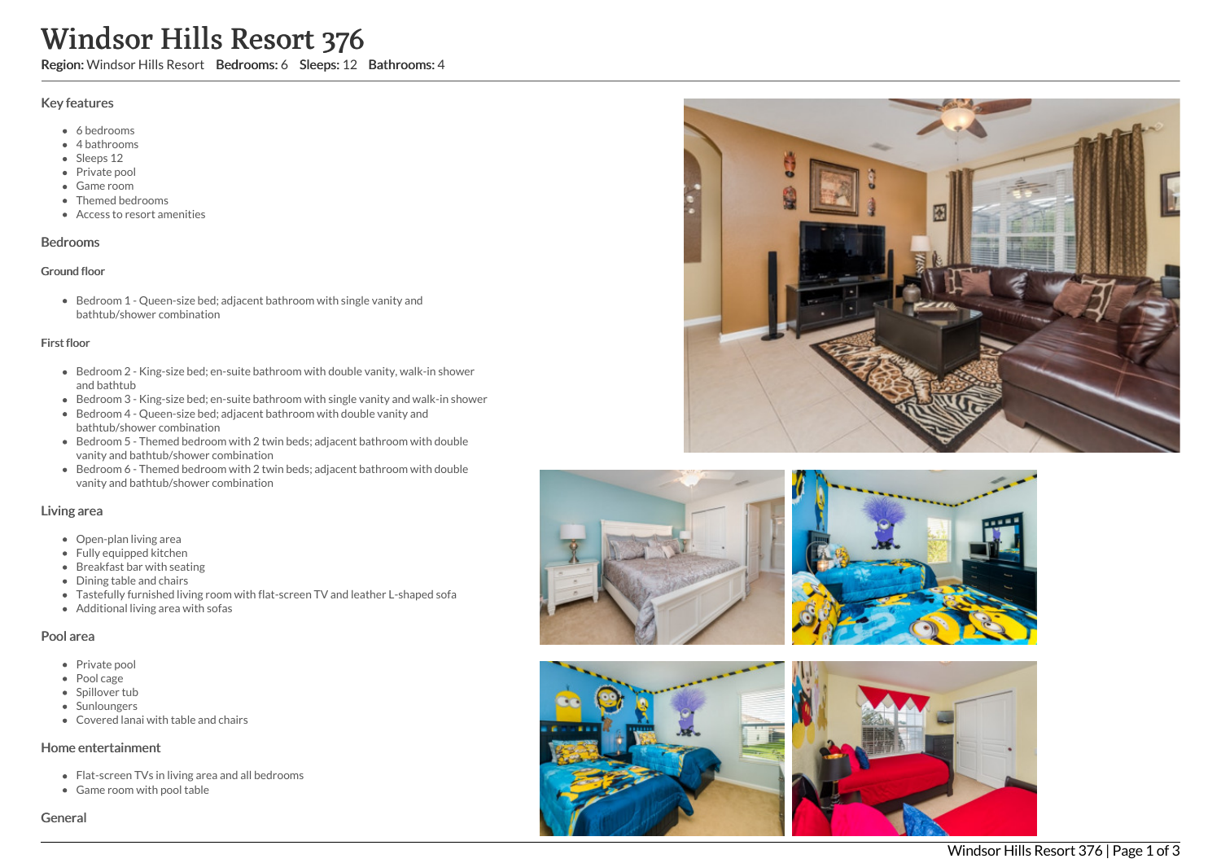# Windsor Hills Resort 376

**Region:** Windsor Hills Resort **Bedrooms:** 6 **Sleeps:** 12 **Bathrooms:** 4

## Key features

- 6 bedrooms
- 4 bathrooms
- Sleeps 12
- Private pool
- Game room
- Themed bedrooms
- Access to resort amenities

## Bedrooms

### Ground floor

- Bedroom 1 - Queen-size bed; adjacent bathroom with single vanity and bathtub/shower combination

### First floor

- Bedroom 2 - King-size bed; en-suite bathroom with double vanity, walk-in shower and bathtub
- Bedroom 3 - King-size bed; en-suite bathroom with single vanity and walk-in shower
- Bedroom 4 - Queen-size bed; adjacent bathroom with double vanity and bathtub/shower combination
- Bedroom 5 - Themed bedroom with 2 twin beds; adjacent bathroom with double vanity and bathtub/shower combination
- Bedroom 6 - Themed bedroom with 2 twin beds; adjacent bathroom with double vanity and bathtub/shower combination

## Living area

- Open-plan living area
- Fully equipped kitchen
- Breakfast bar with seating
- Dining table and chairs
- Tastefully furnished living room with flat-screen TV and leather L-shaped sofa
- Additional living area with sofas

## Pool area

- Private pool
- Pool cage
- Spillover tub
- Sunloungers
- Covered lanai with table and chairs

## Home entertainment

- Flat-screen TVs in living area and all bedrooms
- Game room with pool table

## General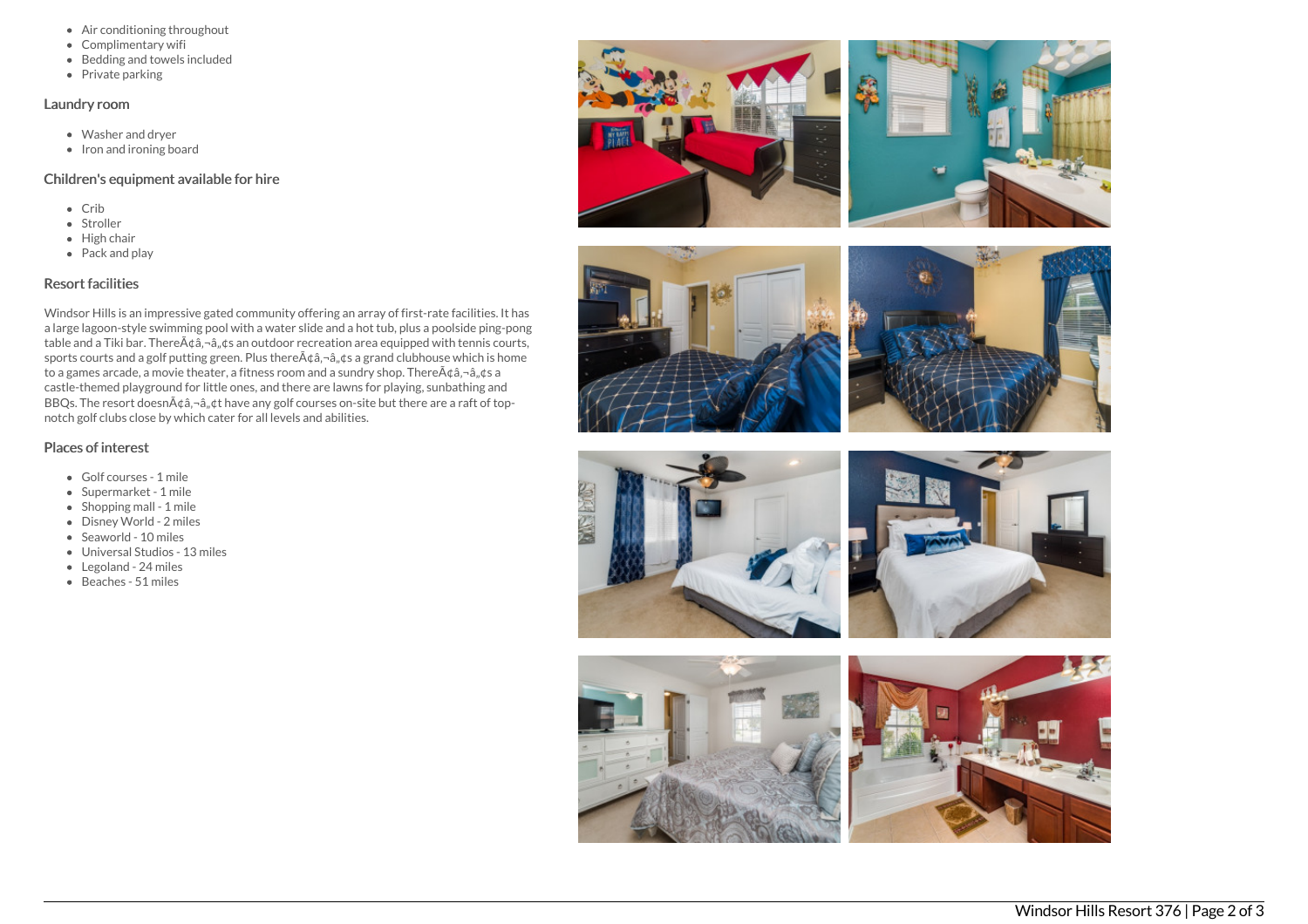- Air conditioning throughout
- Complimentary wifi
- Bedding and towels included
- Private parking

## Laundry room

- Washer and dryer
- Iron and ironing board

## Children's equipment available for hire

- Crib
- Stroller
- High chair
- Pack and play

## Resort facilities

Windsor Hills is an impressive gated community offering an array of first-rate facilities. It has a large lagoon-style swimming pool with a water slide and a hot tub, plus a poolside ping-pong table and a Tiki bar. ThereÃ¢â‚¬â„¢s an outdoor recreation area equipped with tennis courts, sports courts and a golf putting green. Plus thereÃ¢â‚¬â„¢s a grand clubhouse which is home to a games arcade, a movie theater, a fitness room and a sundry shop. ThereÃ¢â‚¬â„¢s a castle-themed playground for little ones, and there are lawns for playing, sunbathing and BBQs. The resort doesnÃ¢â‚¬â„¢t have any golf courses on-site but there are a raft of top-notch golf clubs close by which cater for all levels and abilities.

## Places of interest

- Golf courses - 1 mile
- Supermarket - 1 mile
- Shopping mall - 1 mile
- Disney World - 2 miles
- Seaworld - 10 miles
- Universal Studios - 13 miles
- Legoland - 24 miles
- Beaches - 51 miles